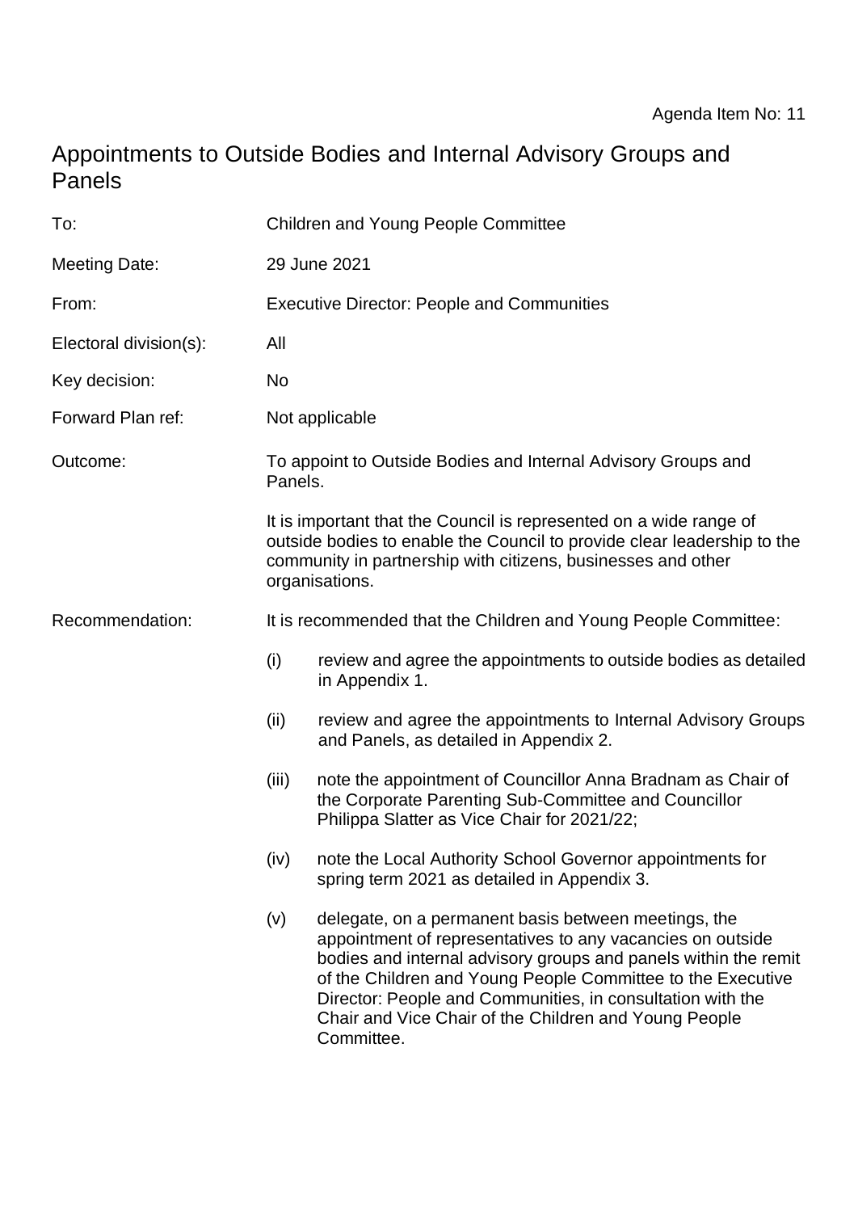Agenda Item No: 11

# Appointments to Outside Bodies and Internal Advisory Groups and Panels

| | |
|---|---|
| To: | Children and Young People Committee |
| Meeting Date: | 29 June 2021 |
| From: | Executive Director: People and Communities |
| Electoral division(s): | All |
| Key decision: | No |
| Forward Plan ref: | Not applicable |
| Outcome: | To appoint to Outside Bodies and Internal Advisory Groups and Panels. |
| | It is important that the Council is represented on a wide range of outside bodies to enable the Council to provide clear leadership to the community in partnership with citizens, businesses and other organisations. |
| Recommendation: | It is recommended that the Children and Young People Committee: |

(i) review and agree the appointments to outside bodies as detailed in Appendix 1.

(ii) review and agree the appointments to Internal Advisory Groups and Panels, as detailed in Appendix 2.

(iii) note the appointment of Councillor Anna Bradnam as Chair of the Corporate Parenting Sub-Committee and Councillor Philippa Slatter as Vice Chair for 2021/22;

(iv) note the Local Authority School Governor appointments for spring term 2021 as detailed in Appendix 3.

(v) delegate, on a permanent basis between meetings, the appointment of representatives to any vacancies on outside bodies and internal advisory groups and panels within the remit of the Children and Young People Committee to the Executive Director: People and Communities, in consultation with the Chair and Vice Chair of the Children and Young People Committee.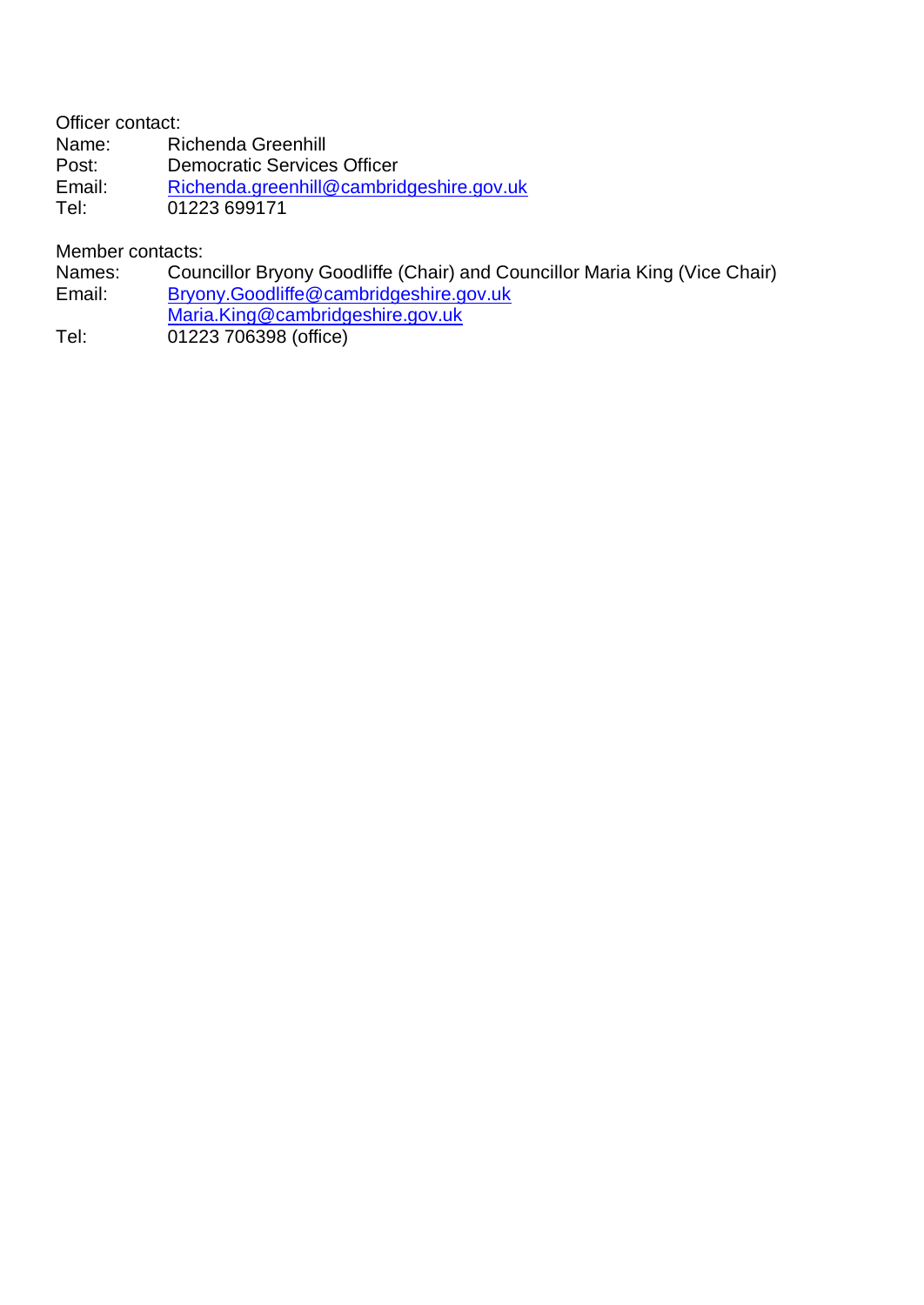Officer contact:

Name: Richenda Greenhill
Post: Democratic Services Officer
Email: Richenda.greenhill@cambridgeshire.gov.uk
Tel: 01223 699171

Member contacts:

Names: Councillor Bryony Goodliffe (Chair) and Councillor Maria King (Vice Chair)
Email: Bryony.Goodliffe@cambridgeshire.gov.uk
Maria.King@cambridgeshire.gov.uk
Tel: 01223 706398 (office)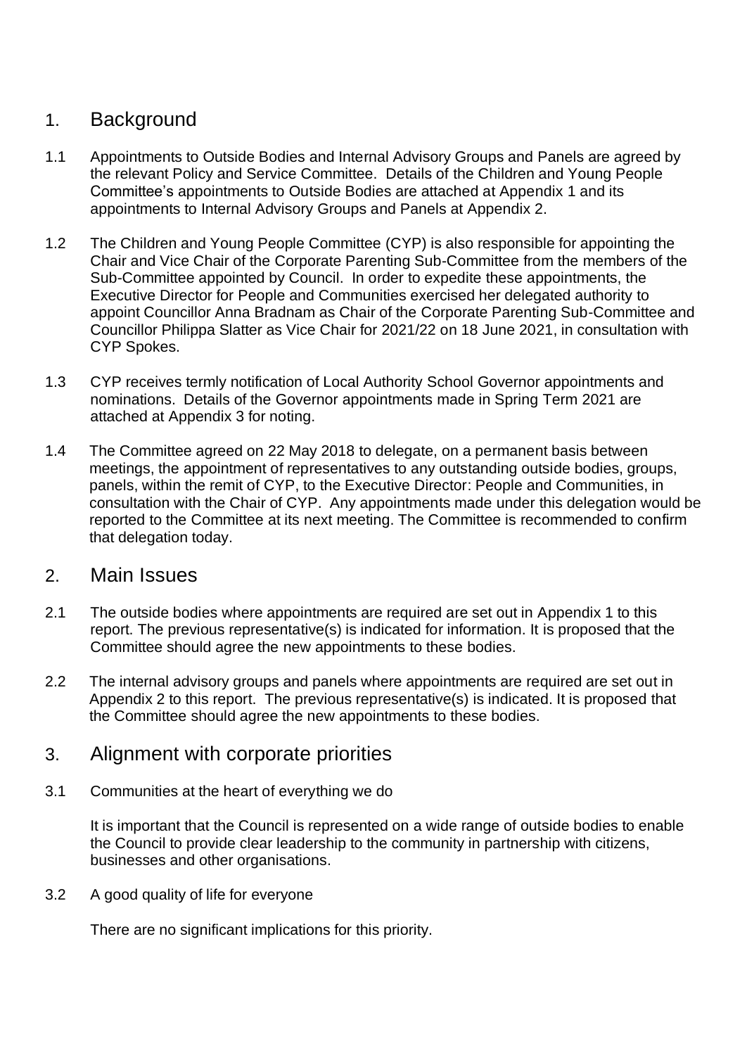## 1. Background

1.1 Appointments to Outside Bodies and Internal Advisory Groups and Panels are agreed by the relevant Policy and Service Committee. Details of the Children and Young People Committee's appointments to Outside Bodies are attached at Appendix 1 and its appointments to Internal Advisory Groups and Panels at Appendix 2.

1.2 The Children and Young People Committee (CYP) is also responsible for appointing the Chair and Vice Chair of the Corporate Parenting Sub-Committee from the members of the Sub-Committee appointed by Council. In order to expedite these appointments, the Executive Director for People and Communities exercised her delegated authority to appoint Councillor Anna Bradnam as Chair of the Corporate Parenting Sub-Committee and Councillor Philippa Slatter as Vice Chair for 2021/22 on 18 June 2021, in consultation with CYP Spokes.

1.3 CYP receives termly notification of Local Authority School Governor appointments and nominations. Details of the Governor appointments made in Spring Term 2021 are attached at Appendix 3 for noting.

1.4 The Committee agreed on 22 May 2018 to delegate, on a permanent basis between meetings, the appointment of representatives to any outstanding outside bodies, groups, panels, within the remit of CYP, to the Executive Director: People and Communities, in consultation with the Chair of CYP. Any appointments made under this delegation would be reported to the Committee at its next meeting. The Committee is recommended to confirm that delegation today.

## 2. Main Issues

2.1 The outside bodies where appointments are required are set out in Appendix 1 to this report. The previous representative(s) is indicated for information. It is proposed that the Committee should agree the new appointments to these bodies.

2.2 The internal advisory groups and panels where appointments are required are set out in Appendix 2 to this report. The previous representative(s) is indicated. It is proposed that the Committee should agree the new appointments to these bodies.

## 3. Alignment with corporate priorities

3.1 Communities at the heart of everything we do

It is important that the Council is represented on a wide range of outside bodies to enable the Council to provide clear leadership to the community in partnership with citizens, businesses and other organisations.

3.2 A good quality of life for everyone

There are no significant implications for this priority.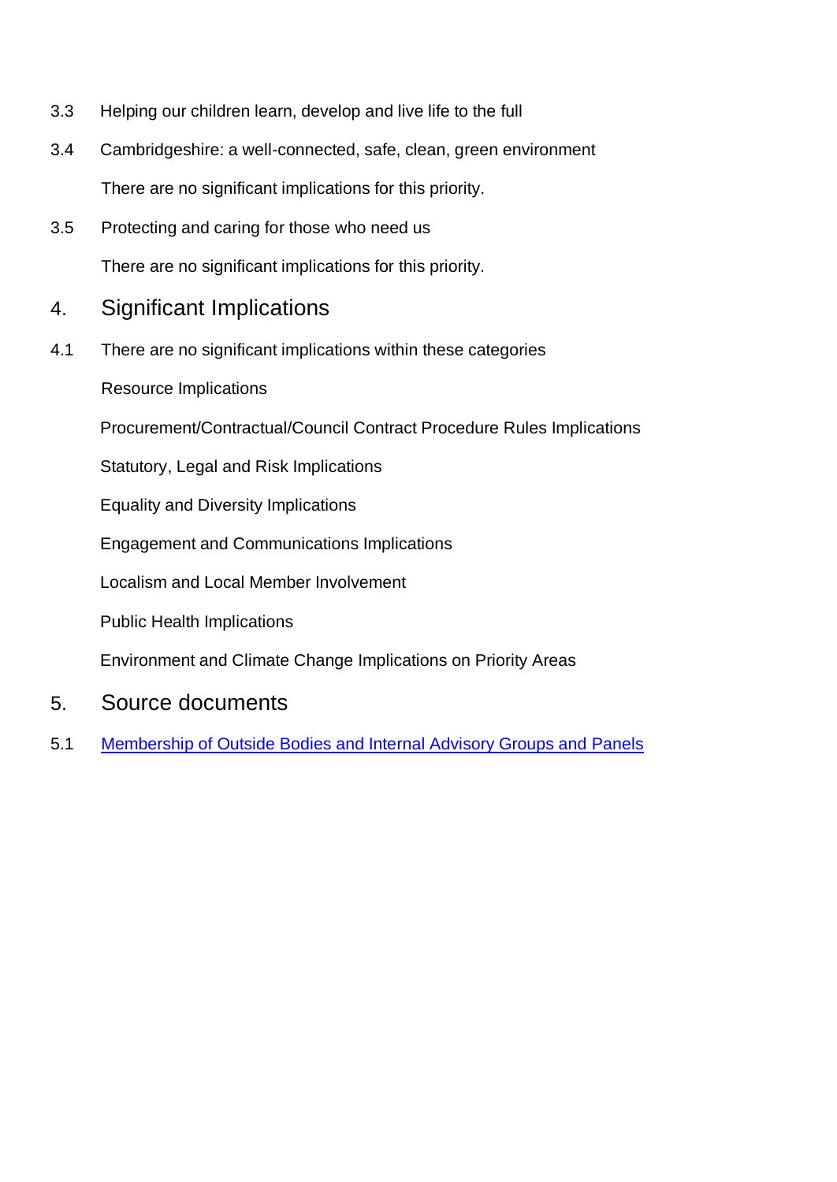3.3 Helping our children learn, develop and live life to the full

3.4 Cambridgeshire: a well-connected, safe, clean, green environment

There are no significant implications for this priority.

3.5 Protecting and caring for those who need us

There are no significant implications for this priority.

## 4. Significant Implications

4.1 There are no significant implications within these categories

Resource Implications

Procurement/Contractual/Council Contract Procedure Rules Implications

Statutory, Legal and Risk Implications

Equality and Diversity Implications

Engagement and Communications Implications

Localism and Local Member Involvement

Public Health Implications

Environment and Climate Change Implications on Priority Areas

## 5. Source documents

5.1 Membership of Outside Bodies and Internal Advisory Groups and Panels